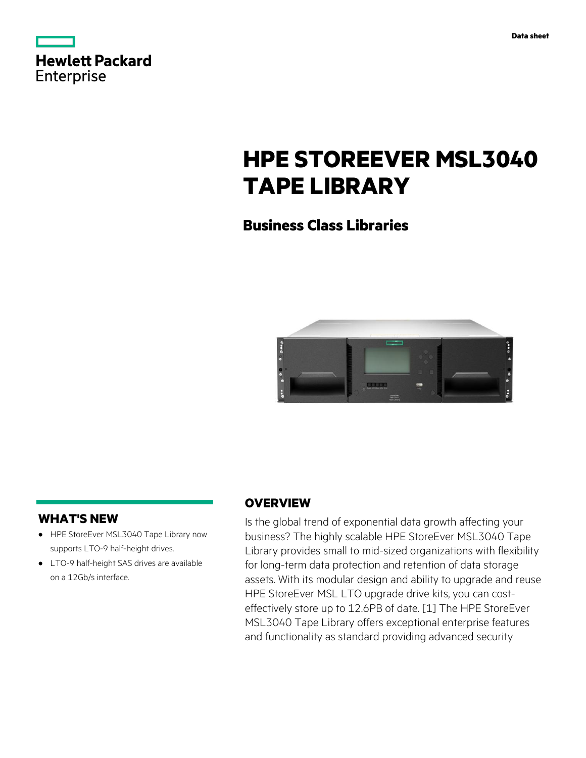Data sheet

# HPE STOREEVER MSL3040 TAPE LIBRARY

## Business Class Libraries

## WHAT'S NEW

- HPE StoreEver MSL3040 Tape Library now supports LTO-9 half-height drives.
- LTO-9 half-height SAS drives are available on a 12Gb/s interface.

## OVERVIEW

Is the global trend of exponential data growth affecting your business? The highly scalable HPE StoreEver MSL3040 Tape Library provides small to mid-sized organizations with flexibility for long-term data protection and retention of data storage assets. With its modular design and ability to upgrade and reuse HPE StoreEver MSL LTO upgrade drive kits, you can cost-effectively store up to 12.6PB of date. [1] The HPE StoreEver MSL3040 Tape Library offers exceptional enterprise features and functionality as standard providing advanced security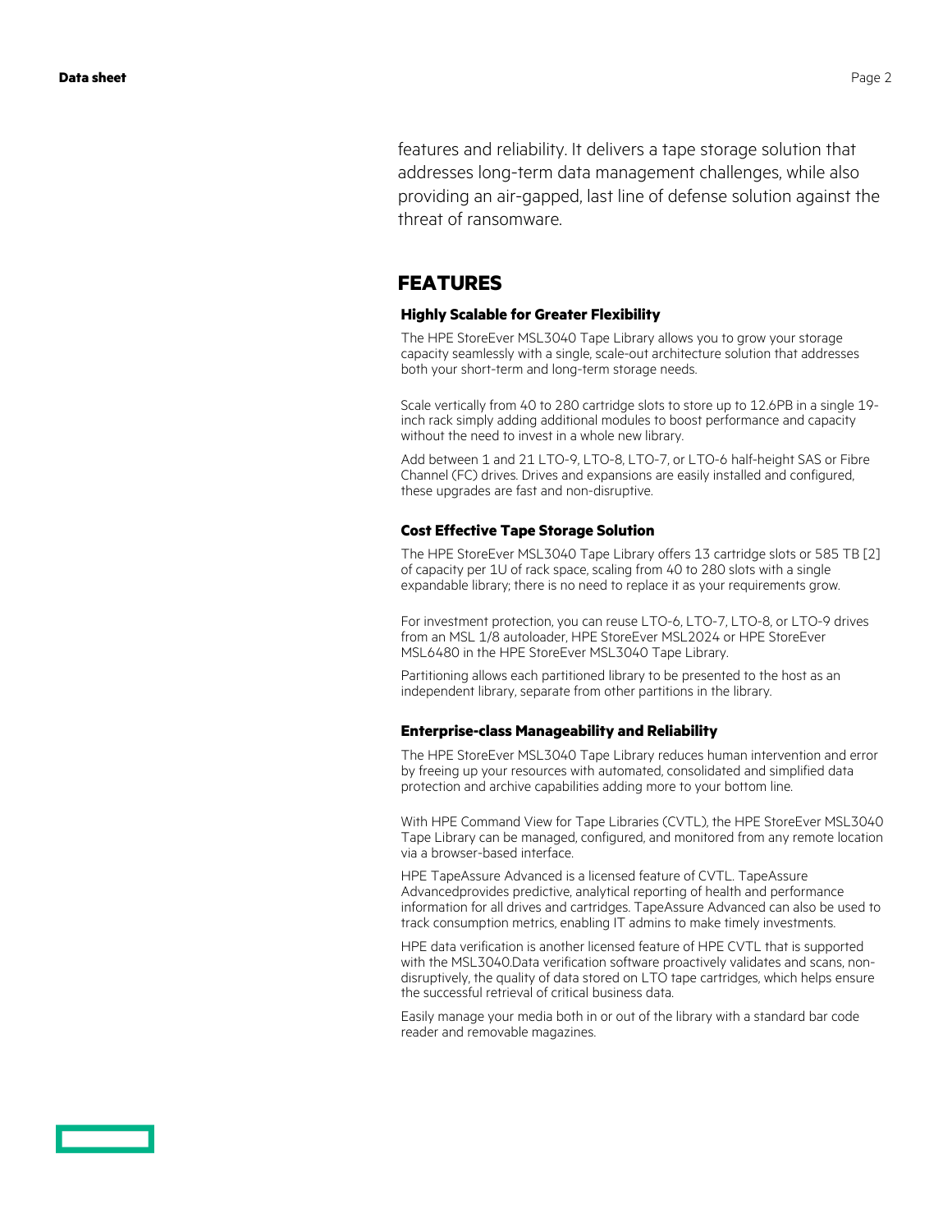features and reliability. It delivers a tape storage solution that addresses long-term data management challenges, while also providing an air-gapped, last line of defense solution against the threat of ransomware.

## FEATURES

### Highly Scalable for Greater Flexibility

The HPE StoreEver MSL3040 Tape Library allows you to grow your storage capacity seamlessly with a single, scale-out architecture solution that addresses both your short-term and long-term storage needs.

Scale vertically from 40 to 280 cartridge slots to store up to 12.6PB in a single 19-inch rack simply adding additional modules to boost performance and capacity without the need to invest in a whole new library.

Add between 1 and 21 LTO-9, LTO-8, LTO-7, or LTO-6 half-height SAS or Fibre Channel (FC) drives. Drives and expansions are easily installed and configured, these upgrades are fast and non-disruptive.

### Cost Effective Tape Storage Solution

The HPE StoreEver MSL3040 Tape Library offers 13 cartridge slots or 585 TB [2] of capacity per 1U of rack space, scaling from 40 to 280 slots with a single expandable library; there is no need to replace it as your requirements grow.

For investment protection, you can reuse LTO-6, LTO-7, LTO-8, or LTO-9 drives from an MSL 1/8 autoloader, HPE StoreEver MSL2024 or HPE StoreEver MSL6480 in the HPE StoreEver MSL3040 Tape Library.

Partitioning allows each partitioned library to be presented to the host as an independent library, separate from other partitions in the library.

### Enterprise-class Manageability and Reliability

The HPE StoreEver MSL3040 Tape Library reduces human intervention and error by freeing up your resources with automated, consolidated and simplified data protection and archive capabilities adding more to your bottom line.

With HPE Command View for Tape Libraries (CVTL), the HPE StoreEver MSL3040 Tape Library can be managed, configured, and monitored from any remote location via a browser-based interface.

HPE TapeAssure Advanced is a licensed feature of CVTL. TapeAssure Advancedprovides predictive, analytical reporting of health and performance information for all drives and cartridges. TapeAssure Advanced can also be used to track consumption metrics, enabling IT admins to make timely investments.

HPE data verification is another licensed feature of HPE CVTL that is supported with the MSL3040.Data verification software proactively validates and scans, non-disruptively, the quality of data stored on LTO tape cartridges, which helps ensure the successful retrieval of critical business data.

Easily manage your media both in or out of the library with a standard bar code reader and removable magazines.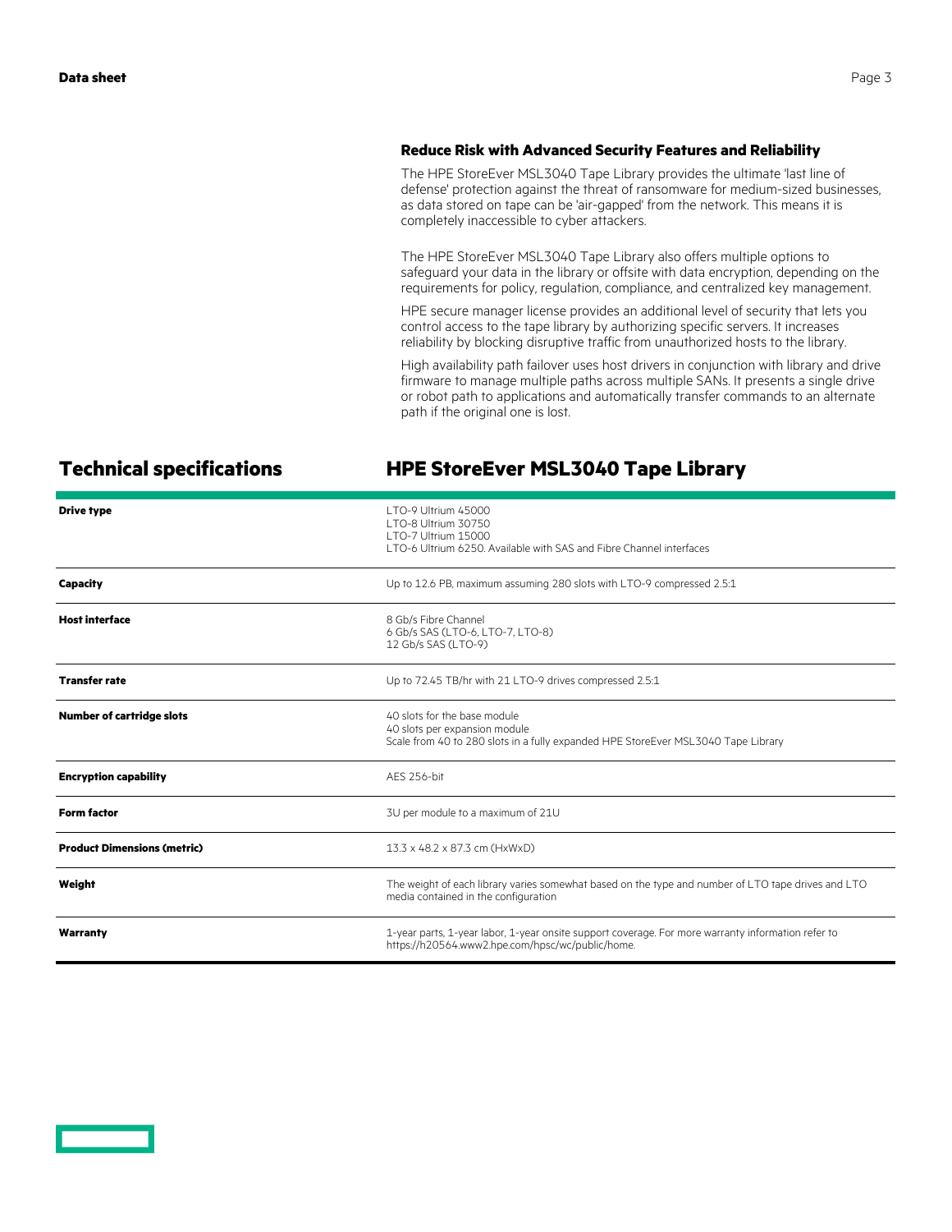### Reduce Risk with Advanced Security Features and Reliability

The HPE StoreEver MSL3040 Tape Library provides the ultimate 'last line of defense' protection against the threat of ransomware for medium-sized businesses, as data stored on tape can be 'air-gapped' from the network. This means it is completely inaccessible to cyber attackers.

The HPE StoreEver MSL3040 Tape Library also offers multiple options to safeguard your data in the library or offsite with data encryption, depending on the requirements for policy, regulation, compliance, and centralized key management.

HPE secure manager license provides an additional level of security that lets you control access to the tape library by authorizing specific servers. It increases reliability by blocking disruptive traffic from unauthorized hosts to the library.

High availability path failover uses host drivers in conjunction with library and drive firmware to manage multiple paths across multiple SANs. It presents a single drive or robot path to applications and automatically transfer commands to an alternate path if the original one is lost.

## Technical specifications

## HPE StoreEver MSL3040 Tape Library

| | |
|---|---|
| **Drive type** | LTO-9 Ultrium 45000<br>LTO-8 Ultrium 30750<br>LTO-7 Ultrium 15000<br>LTO-6 Ultrium 6250. Available with SAS and Fibre Channel interfaces |
| **Capacity** | Up to 12.6 PB, maximum assuming 280 slots with LTO-9 compressed 2.5:1 |
| **Host interface** | 8 Gb/s Fibre Channel<br>6 Gb/s SAS (LTO-6, LTO-7, LTO-8)<br>12 Gb/s SAS (LTO-9) |
| **Transfer rate** | Up to 72.45 TB/hr with 21 LTO-9 drives compressed 2.5:1 |
| **Number of cartridge slots** | 40 slots for the base module<br>40 slots per expansion module<br>Scale from 40 to 280 slots in a fully expanded HPE StoreEver MSL3040 Tape Library |
| **Encryption capability** | AES 256-bit |
| **Form factor** | 3U per module to a maximum of 21U |
| **Product Dimensions (metric)** | 13.3 x 48.2 x 87.3 cm (HxWxD) |
| **Weight** | The weight of each library varies somewhat based on the type and number of LTO tape drives and LTO media contained in the configuration |
| **Warranty** | 1-year parts, 1-year labor, 1-year onsite support coverage. For more warranty information refer to https://h20564.www2.hpe.com/hpsc/wc/public/home. |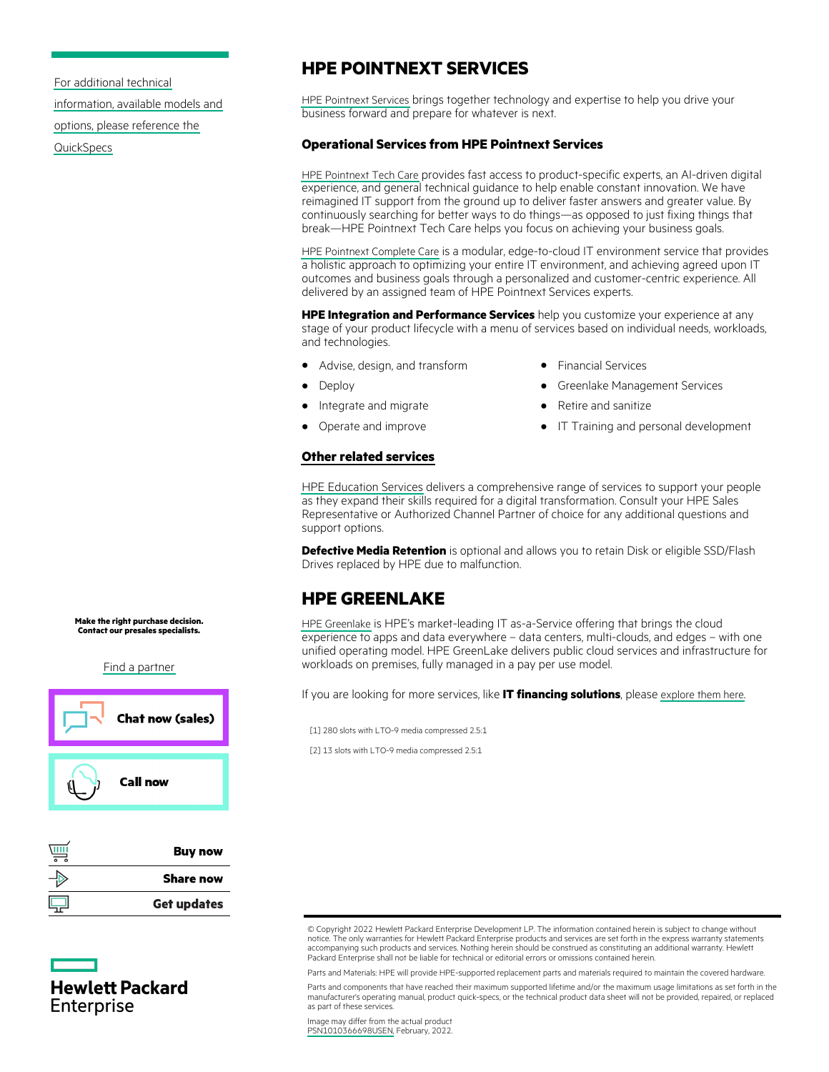For additional technical information, available models and options, please reference the QuickSpecs

## HPE POINTNEXT SERVICES

HPE Pointnext Services brings together technology and expertise to help you drive your business forward and prepare for whatever is next.

### Operational Services from HPE Pointnext Services

HPE Pointnext Tech Care provides fast access to product-specific experts, an AI-driven digital experience, and general technical guidance to help enable constant innovation. We have reimagined IT support from the ground up to deliver faster answers and greater value. By continuously searching for better ways to do things—as opposed to just fixing things that break—HPE Pointnext Tech Care helps you focus on achieving your business goals.

HPE Pointnext Complete Care is a modular, edge-to-cloud IT environment service that provides a holistic approach to optimizing your entire IT environment, and achieving agreed upon IT outcomes and business goals through a personalized and customer-centric experience. All delivered by an assigned team of HPE Pointnext Services experts.

**HPE Integration and Performance Services** help you customize your experience at any stage of your product lifecycle with a menu of services based on individual needs, workloads, and technologies.

- Advise, design, and transform
- Deploy
- Integrate and migrate
- Operate and improve
- Financial Services
- Greenlake Management Services
- Retire and sanitize
- IT Training and personal development

### Other related services

HPE Education Services delivers a comprehensive range of services to support your people as they expand their skills required for a digital transformation. Consult your HPE Sales Representative or Authorized Channel Partner of choice for any additional questions and support options.

**Defective Media Retention** is optional and allows you to retain Disk or eligible SSD/Flash Drives replaced by HPE due to malfunction.

## HPE GREENLAKE

HPE Greenlake is HPE's market-leading IT as-a-Service offering that brings the cloud experience to apps and data everywhere – data centers, multi-clouds, and edges – with one unified operating model. HPE GreenLake delivers public cloud services and infrastructure for workloads on premises, fully managed in a pay per use model.

If you are looking for more services, like **IT financing solutions**, please explore them here.

[1] 280 slots with LTO-9 media compressed 2.5:1

[2] 13 slots with LTO-9 media compressed 2.5:1

**Make the right purchase decision. Contact our presales specialists.**

Find a partner

**Chat now (sales)**

**Call now**

**Buy now**

**Share now**

**Get updates**

© Copyright 2022 Hewlett Packard Enterprise Development LP. The information contained herein is subject to change without notice. The only warranties for Hewlett Packard Enterprise products and services are set forth in the express warranty statements accompanying such products and services. Nothing herein should be construed as constituting an additional warranty. Hewlett Packard Enterprise shall not be liable for technical or editorial errors or omissions contained herein.

Parts and Materials: HPE will provide HPE-supported replacement parts and materials required to maintain the covered hardware.

Parts and components that have reached their maximum supported lifetime and/or the maximum usage limitations as set forth in the manufacturer's operating manual, product quick-specs, or the technical product data sheet will not be provided, repaired, or replaced as part of these services.

Image may differ from the actual product

PSN1010366698USEN, February, 2022.